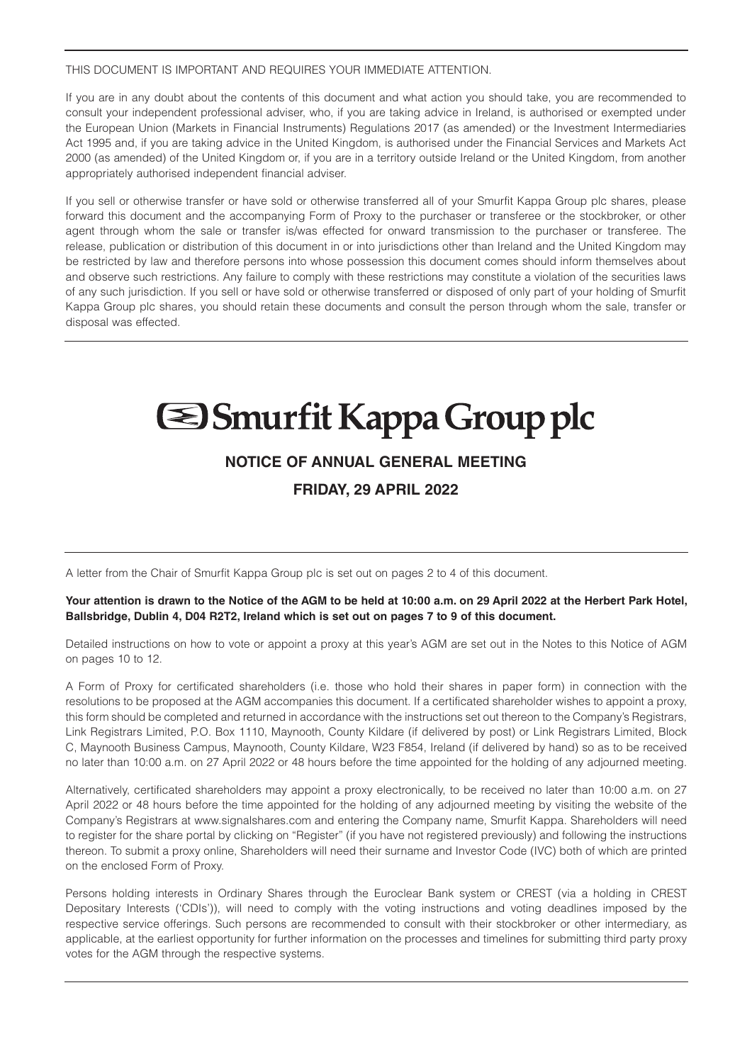THIS DOCUMENT IS IMPORTANT AND REQUIRES YOUR IMMEDIATE ATTENTION.

If you are in any doubt about the contents of this document and what action you should take, you are recommended to consult your independent professional adviser, who, if you are taking advice in Ireland, is authorised or exempted under the European Union (Markets in Financial Instruments) Regulations 2017 (as amended) or the Investment Intermediaries Act 1995 and, if you are taking advice in the United Kingdom, is authorised under the Financial Services and Markets Act 2000 (as amended) of the United Kingdom or, if you are in a territory outside Ireland or the United Kingdom, from another appropriately authorised independent financial adviser.

If you sell or otherwise transfer or have sold or otherwise transferred all of your Smurfit Kappa Group plc shares, please forward this document and the accompanying Form of Proxy to the purchaser or transferee or the stockbroker, or other agent through whom the sale or transfer is/was effected for onward transmission to the purchaser or transferee. The release, publication or distribution of this document in or into jurisdictions other than Ireland and the United Kingdom may be restricted by law and therefore persons into whose possession this document comes should inform themselves about and observe such restrictions. Any failure to comply with these restrictions may constitute a violation of the securities laws of any such jurisdiction. If you sell or have sold or otherwise transferred or disposed of only part of your holding of Smurfit Kappa Group plc shares, you should retain these documents and consult the person through whom the sale, transfer or disposal was effected.

# Smurfit Kappa Group plc

## NOTICE OF ANNUAL GENERAL MEETING

## FRIDAY, 29 APRIL 2022

A letter from the Chair of Smurfit Kappa Group plc is set out on pages 2 to 4 of this document.

**Your attention is drawn to the Notice of the AGM to be held at 10:00 a.m. on 29 April 2022 at the Herbert Park Hotel, Ballsbridge, Dublin 4, D04 R2T2, Ireland which is set out on pages 7 to 9 of this document.**

Detailed instructions on how to vote or appoint a proxy at this year's AGM are set out in the Notes to this Notice of AGM on pages 10 to 12.

A Form of Proxy for certificated shareholders (i.e. those who hold their shares in paper form) in connection with the resolutions to be proposed at the AGM accompanies this document. If a certificated shareholder wishes to appoint a proxy, this form should be completed and returned in accordance with the instructions set out thereon to the Company's Registrars, Link Registrars Limited, P.O. Box 1110, Maynooth, County Kildare (if delivered by post) or Link Registrars Limited, Block C, Maynooth Business Campus, Maynooth, County Kildare, W23 F854, Ireland (if delivered by hand) so as to be received no later than 10:00 a.m. on 27 April 2022 or 48 hours before the time appointed for the holding of any adjourned meeting.

Alternatively, certificated shareholders may appoint a proxy electronically, to be received no later than 10:00 a.m. on 27 April 2022 or 48 hours before the time appointed for the holding of any adjourned meeting by visiting the website of the Company's Registrars at www.signalshares.com and entering the Company name, Smurfit Kappa. Shareholders will need to register for the share portal by clicking on "Register" (if you have not registered previously) and following the instructions thereon. To submit a proxy online, Shareholders will need their surname and Investor Code (IVC) both of which are printed on the enclosed Form of Proxy.

Persons holding interests in Ordinary Shares through the Euroclear Bank system or CREST (via a holding in CREST Depositary Interests ('CDIs')), will need to comply with the voting instructions and voting deadlines imposed by the respective service offerings. Such persons are recommended to consult with their stockbroker or other intermediary, as applicable, at the earliest opportunity for further information on the processes and timelines for submitting third party proxy votes for the AGM through the respective systems.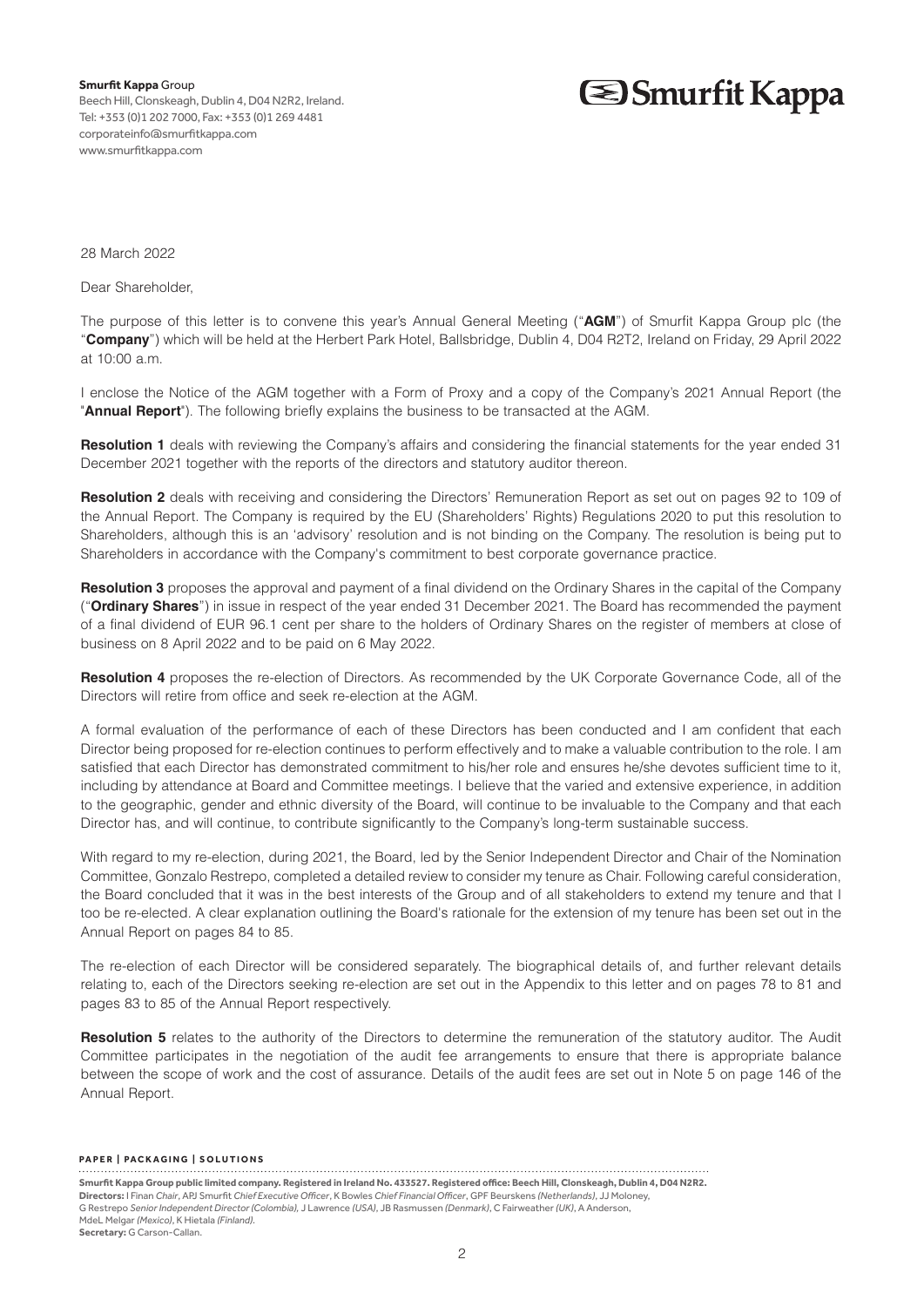**Smurfit Kappa** Group
Beech Hill, Clonskeagh, Dublin 4, D04 N2R2, Ireland.
Tel: +353 (0)1 202 7000, Fax: +353 (0)1 269 4481
corporateinfo@smurfitkappa.com
www.smurfitkappa.com

Smurfit Kappa

28 March 2022

Dear Shareholder,

The purpose of this letter is to convene this year's Annual General Meeting ("**AGM**") of Smurfit Kappa Group plc (the "**Company**") which will be held at the Herbert Park Hotel, Ballsbridge, Dublin 4, D04 R2T2, Ireland on Friday, 29 April 2022 at 10:00 a.m.

I enclose the Notice of the AGM together with a Form of Proxy and a copy of the Company's 2021 Annual Report (the "**Annual Report**"). The following briefly explains the business to be transacted at the AGM.

**Resolution 1** deals with reviewing the Company's affairs and considering the financial statements for the year ended 31 December 2021 together with the reports of the directors and statutory auditor thereon.

**Resolution 2** deals with receiving and considering the Directors' Remuneration Report as set out on pages 92 to 109 of the Annual Report. The Company is required by the EU (Shareholders' Rights) Regulations 2020 to put this resolution to Shareholders, although this is an 'advisory' resolution and is not binding on the Company. The resolution is being put to Shareholders in accordance with the Company's commitment to best corporate governance practice.

**Resolution 3** proposes the approval and payment of a final dividend on the Ordinary Shares in the capital of the Company ("**Ordinary Shares**") in issue in respect of the year ended 31 December 2021. The Board has recommended the payment of a final dividend of EUR 96.1 cent per share to the holders of Ordinary Shares on the register of members at close of business on 8 April 2022 and to be paid on 6 May 2022.

**Resolution 4** proposes the re-election of Directors. As recommended by the UK Corporate Governance Code, all of the Directors will retire from office and seek re-election at the AGM.

A formal evaluation of the performance of each of these Directors has been conducted and I am confident that each Director being proposed for re-election continues to perform effectively and to make a valuable contribution to the role. I am satisfied that each Director has demonstrated commitment to his/her role and ensures he/she devotes sufficient time to it, including by attendance at Board and Committee meetings. I believe that the varied and extensive experience, in addition to the geographic, gender and ethnic diversity of the Board, will continue to be invaluable to the Company and that each Director has, and will continue, to contribute significantly to the Company's long-term sustainable success.

With regard to my re-election, during 2021, the Board, led by the Senior Independent Director and Chair of the Nomination Committee, Gonzalo Restrepo, completed a detailed review to consider my tenure as Chair. Following careful consideration, the Board concluded that it was in the best interests of the Group and of all stakeholders to extend my tenure and that I too be re-elected. A clear explanation outlining the Board's rationale for the extension of my tenure has been set out in the Annual Report on pages 84 to 85.

The re-election of each Director will be considered separately. The biographical details of, and further relevant details relating to, each of the Directors seeking re-election are set out in the Appendix to this letter and on pages 78 to 81 and pages 83 to 85 of the Annual Report respectively.

**Resolution 5** relates to the authority of the Directors to determine the remuneration of the statutory auditor. The Audit Committee participates in the negotiation of the audit fee arrangements to ensure that there is appropriate balance between the scope of work and the cost of assurance. Details of the audit fees are set out in Note 5 on page 146 of the Annual Report.

**PAPER | PACKAGING | SOLUTIONS**

**Smurfit Kappa Group public limited company. Registered in Ireland No. 433527. Registered office: Beech Hill, Clonskeagh, Dublin 4, D04 N2R2.**
**Directors:** I Finan *Chair*, APJ Smurfit *Chief Executive Officer*, K Bowles *Chief Financial Officer*, GPF Beurskens *(Netherlands)*, JJ Moloney, G Restrepo *Senior Independent Director (Colombia)*, J Lawrence *(USA)*, JB Rasmussen *(Denmark)*, C Fairweather *(UK)*, A Anderson, MdeL Melgar *(Mexico)*, K Hietala *(Finland)*.
**Secretary:** G Carson-Callan.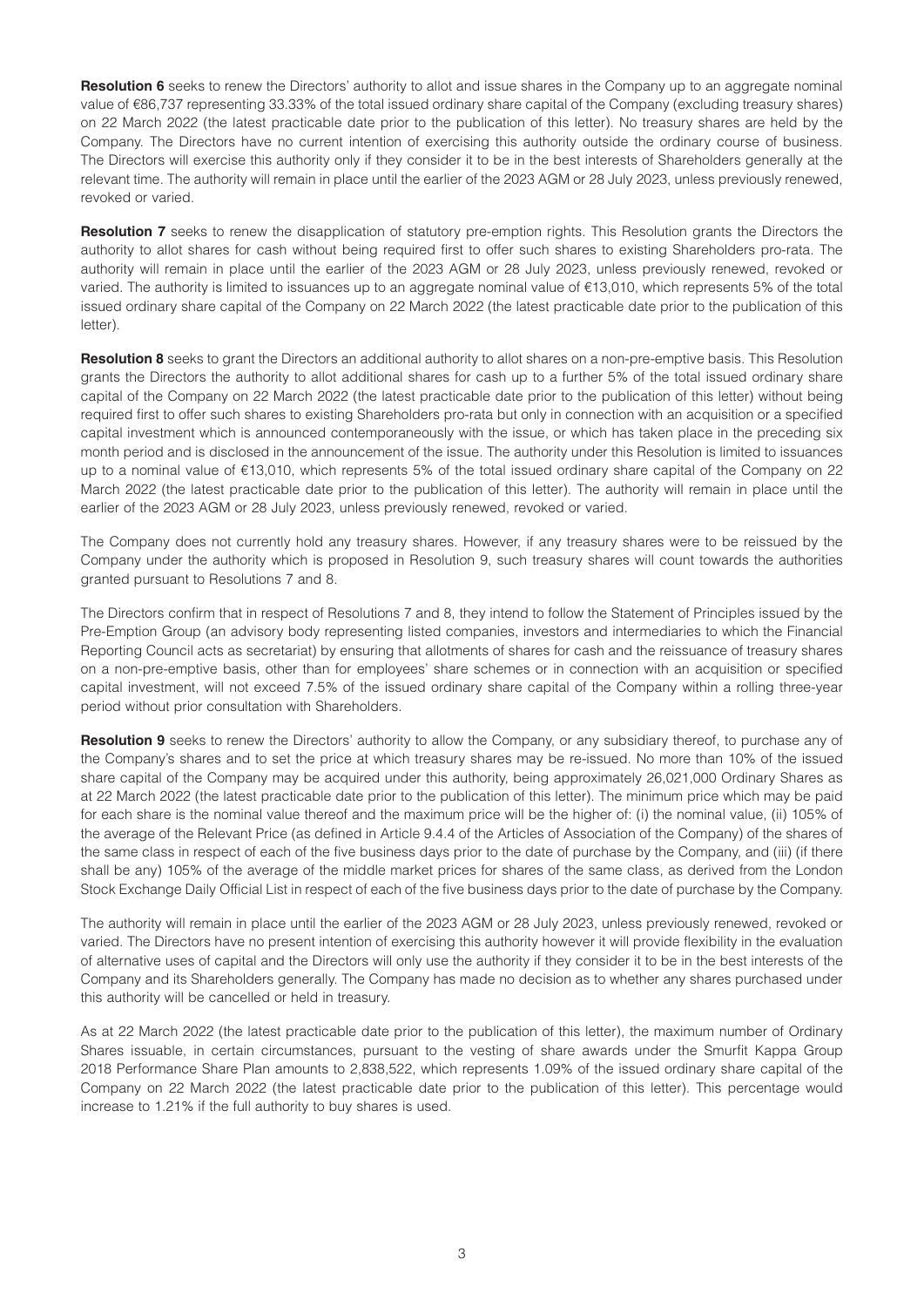**Resolution 6** seeks to renew the Directors' authority to allot and issue shares in the Company up to an aggregate nominal value of €86,737 representing 33.33% of the total issued ordinary share capital of the Company (excluding treasury shares) on 22 March 2022 (the latest practicable date prior to the publication of this letter). No treasury shares are held by the Company. The Directors have no current intention of exercising this authority outside the ordinary course of business. The Directors will exercise this authority only if they consider it to be in the best interests of Shareholders generally at the relevant time. The authority will remain in place until the earlier of the 2023 AGM or 28 July 2023, unless previously renewed, revoked or varied.

**Resolution 7** seeks to renew the disapplication of statutory pre-emption rights. This Resolution grants the Directors the authority to allot shares for cash without being required first to offer such shares to existing Shareholders pro-rata. The authority will remain in place until the earlier of the 2023 AGM or 28 July 2023, unless previously renewed, revoked or varied. The authority is limited to issuances up to an aggregate nominal value of €13,010, which represents 5% of the total issued ordinary share capital of the Company on 22 March 2022 (the latest practicable date prior to the publication of this letter).

**Resolution 8** seeks to grant the Directors an additional authority to allot shares on a non-pre-emptive basis. This Resolution grants the Directors the authority to allot additional shares for cash up to a further 5% of the total issued ordinary share capital of the Company on 22 March 2022 (the latest practicable date prior to the publication of this letter) without being required first to offer such shares to existing Shareholders pro-rata but only in connection with an acquisition or a specified capital investment which is announced contemporaneously with the issue, or which has taken place in the preceding six month period and is disclosed in the announcement of the issue. The authority under this Resolution is limited to issuances up to a nominal value of €13,010, which represents 5% of the total issued ordinary share capital of the Company on 22 March 2022 (the latest practicable date prior to the publication of this letter). The authority will remain in place until the earlier of the 2023 AGM or 28 July 2023, unless previously renewed, revoked or varied.

The Company does not currently hold any treasury shares. However, if any treasury shares were to be reissued by the Company under the authority which is proposed in Resolution 9, such treasury shares will count towards the authorities granted pursuant to Resolutions 7 and 8.

The Directors confirm that in respect of Resolutions 7 and 8, they intend to follow the Statement of Principles issued by the Pre-Emption Group (an advisory body representing listed companies, investors and intermediaries to which the Financial Reporting Council acts as secretariat) by ensuring that allotments of shares for cash and the reissuance of treasury shares on a non-pre-emptive basis, other than for employees' share schemes or in connection with an acquisition or specified capital investment, will not exceed 7.5% of the issued ordinary share capital of the Company within a rolling three-year period without prior consultation with Shareholders.

**Resolution 9** seeks to renew the Directors' authority to allow the Company, or any subsidiary thereof, to purchase any of the Company's shares and to set the price at which treasury shares may be re-issued. No more than 10% of the issued share capital of the Company may be acquired under this authority, being approximately 26,021,000 Ordinary Shares as at 22 March 2022 (the latest practicable date prior to the publication of this letter). The minimum price which may be paid for each share is the nominal value thereof and the maximum price will be the higher of: (i) the nominal value, (ii) 105% of the average of the Relevant Price (as defined in Article 9.4.4 of the Articles of Association of the Company) of the shares of the same class in respect of each of the five business days prior to the date of purchase by the Company, and (iii) (if there shall be any) 105% of the average of the middle market prices for shares of the same class, as derived from the London Stock Exchange Daily Official List in respect of each of the five business days prior to the date of purchase by the Company.

The authority will remain in place until the earlier of the 2023 AGM or 28 July 2023, unless previously renewed, revoked or varied. The Directors have no present intention of exercising this authority however it will provide flexibility in the evaluation of alternative uses of capital and the Directors will only use the authority if they consider it to be in the best interests of the Company and its Shareholders generally. The Company has made no decision as to whether any shares purchased under this authority will be cancelled or held in treasury.

As at 22 March 2022 (the latest practicable date prior to the publication of this letter), the maximum number of Ordinary Shares issuable, in certain circumstances, pursuant to the vesting of share awards under the Smurfit Kappa Group 2018 Performance Share Plan amounts to 2,838,522, which represents 1.09% of the issued ordinary share capital of the Company on 22 March 2022 (the latest practicable date prior to the publication of this letter). This percentage would increase to 1.21% if the full authority to buy shares is used.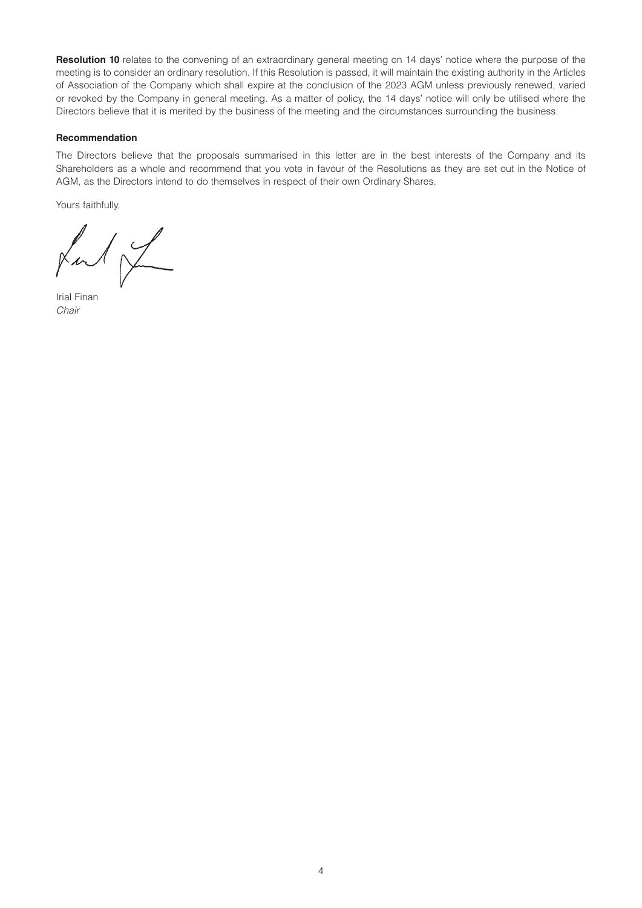**Resolution 10** relates to the convening of an extraordinary general meeting on 14 days' notice where the purpose of the meeting is to consider an ordinary resolution. If this Resolution is passed, it will maintain the existing authority in the Articles of Association of the Company which shall expire at the conclusion of the 2023 AGM unless previously renewed, varied or revoked by the Company in general meeting. As a matter of policy, the 14 days' notice will only be utilised where the Directors believe that it is merited by the business of the meeting and the circumstances surrounding the business.

**Recommendation**

The Directors believe that the proposals summarised in this letter are in the best interests of the Company and its Shareholders as a whole and recommend that you vote in favour of the Resolutions as they are set out in the Notice of AGM, as the Directors intend to do themselves in respect of their own Ordinary Shares.

Yours faithfully,

Irial Finan
*Chair*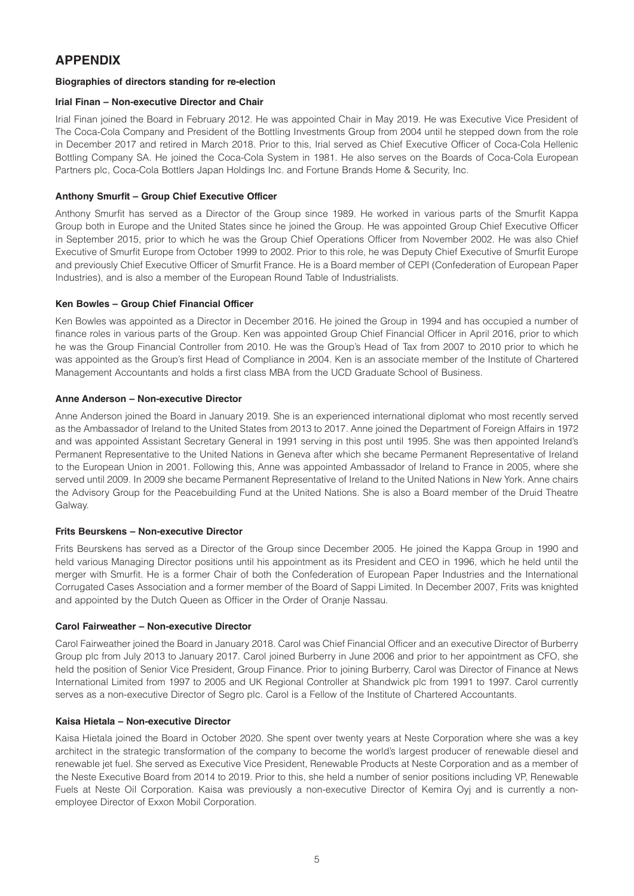# APPENDIX

**Biographies of directors standing for re-election**

**Irial Finan – Non-executive Director and Chair**

Irial Finan joined the Board in February 2012. He was appointed Chair in May 2019. He was Executive Vice President of The Coca-Cola Company and President of the Bottling Investments Group from 2004 until he stepped down from the role in December 2017 and retired in March 2018. Prior to this, Irial served as Chief Executive Officer of Coca-Cola Hellenic Bottling Company SA. He joined the Coca-Cola System in 1981. He also serves on the Boards of Coca-Cola European Partners plc, Coca-Cola Bottlers Japan Holdings Inc. and Fortune Brands Home & Security, Inc.

**Anthony Smurfit – Group Chief Executive Officer**

Anthony Smurfit has served as a Director of the Group since 1989. He worked in various parts of the Smurfit Kappa Group both in Europe and the United States since he joined the Group. He was appointed Group Chief Executive Officer in September 2015, prior to which he was the Group Chief Operations Officer from November 2002. He was also Chief Executive of Smurfit Europe from October 1999 to 2002. Prior to this role, he was Deputy Chief Executive of Smurfit Europe and previously Chief Executive Officer of Smurfit France. He is a Board member of CEPI (Confederation of European Paper Industries), and is also a member of the European Round Table of Industrialists.

**Ken Bowles – Group Chief Financial Officer**

Ken Bowles was appointed as a Director in December 2016. He joined the Group in 1994 and has occupied a number of finance roles in various parts of the Group. Ken was appointed Group Chief Financial Officer in April 2016, prior to which he was the Group Financial Controller from 2010. He was the Group's Head of Tax from 2007 to 2010 prior to which he was appointed as the Group's first Head of Compliance in 2004. Ken is an associate member of the Institute of Chartered Management Accountants and holds a first class MBA from the UCD Graduate School of Business.

**Anne Anderson – Non-executive Director**

Anne Anderson joined the Board in January 2019. She is an experienced international diplomat who most recently served as the Ambassador of Ireland to the United States from 2013 to 2017. Anne joined the Department of Foreign Affairs in 1972 and was appointed Assistant Secretary General in 1991 serving in this post until 1995. She was then appointed Ireland's Permanent Representative to the United Nations in Geneva after which she became Permanent Representative of Ireland to the European Union in 2001. Following this, Anne was appointed Ambassador of Ireland to France in 2005, where she served until 2009. In 2009 she became Permanent Representative of Ireland to the United Nations in New York. Anne chairs the Advisory Group for the Peacebuilding Fund at the United Nations. She is also a Board member of the Druid Theatre Galway.

**Frits Beurskens – Non-executive Director**

Frits Beurskens has served as a Director of the Group since December 2005. He joined the Kappa Group in 1990 and held various Managing Director positions until his appointment as its President and CEO in 1996, which he held until the merger with Smurfit. He is a former Chair of both the Confederation of European Paper Industries and the International Corrugated Cases Association and a former member of the Board of Sappi Limited. In December 2007, Frits was knighted and appointed by the Dutch Queen as Officer in the Order of Oranje Nassau.

**Carol Fairweather – Non-executive Director**

Carol Fairweather joined the Board in January 2018. Carol was Chief Financial Officer and an executive Director of Burberry Group plc from July 2013 to January 2017. Carol joined Burberry in June 2006 and prior to her appointment as CFO, she held the position of Senior Vice President, Group Finance. Prior to joining Burberry, Carol was Director of Finance at News International Limited from 1997 to 2005 and UK Regional Controller at Shandwick plc from 1991 to 1997. Carol currently serves as a non-executive Director of Segro plc. Carol is a Fellow of the Institute of Chartered Accountants.

**Kaisa Hietala – Non-executive Director**

Kaisa Hietala joined the Board in October 2020. She spent over twenty years at Neste Corporation where she was a key architect in the strategic transformation of the company to become the world's largest producer of renewable diesel and renewable jet fuel. She served as Executive Vice President, Renewable Products at Neste Corporation and as a member of the Neste Executive Board from 2014 to 2019. Prior to this, she held a number of senior positions including VP, Renewable Fuels at Neste Oil Corporation. Kaisa was previously a non-executive Director of Kemira Oyj and is currently a non-employee Director of Exxon Mobil Corporation.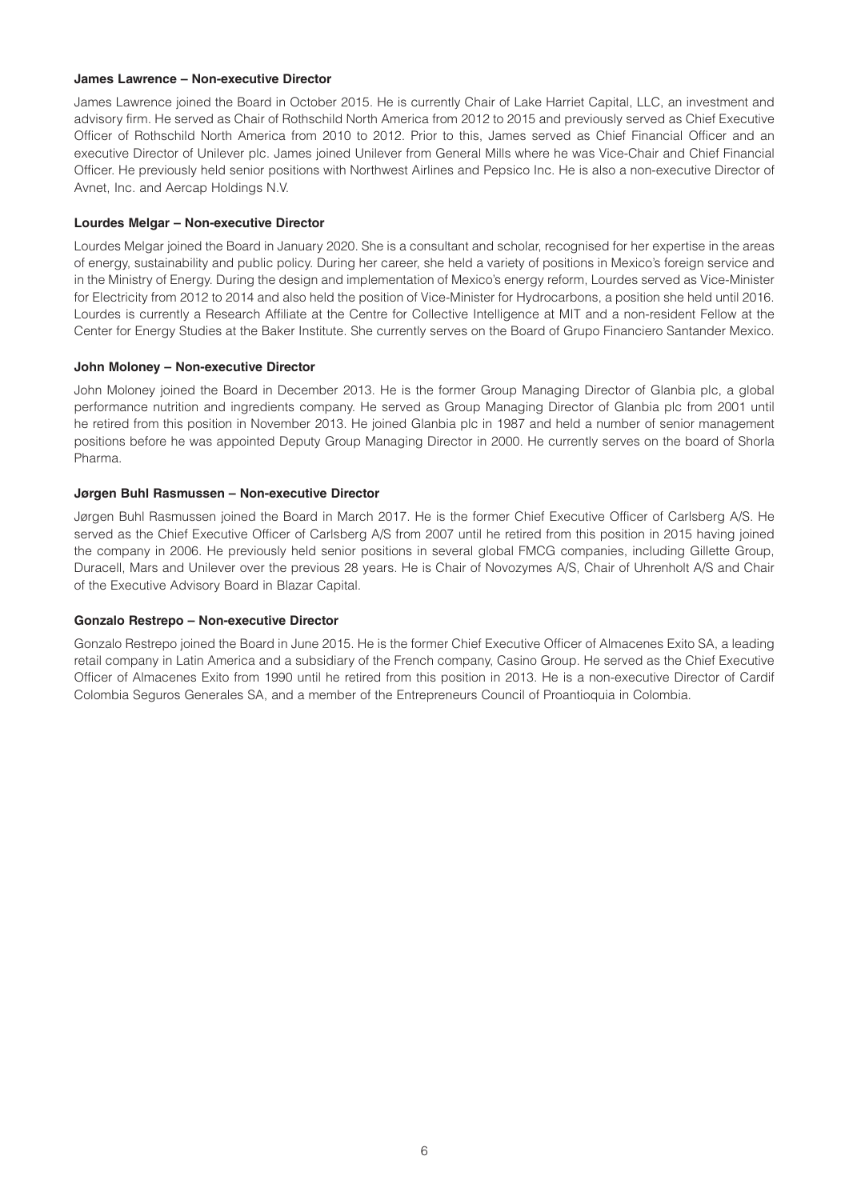**James Lawrence – Non-executive Director**

James Lawrence joined the Board in October 2015. He is currently Chair of Lake Harriet Capital, LLC, an investment and advisory firm. He served as Chair of Rothschild North America from 2012 to 2015 and previously served as Chief Executive Officer of Rothschild North America from 2010 to 2012. Prior to this, James served as Chief Financial Officer and an executive Director of Unilever plc. James joined Unilever from General Mills where he was Vice-Chair and Chief Financial Officer. He previously held senior positions with Northwest Airlines and Pepsico Inc. He is also a non-executive Director of Avnet, Inc. and Aercap Holdings N.V.

**Lourdes Melgar – Non-executive Director**

Lourdes Melgar joined the Board in January 2020. She is a consultant and scholar, recognised for her expertise in the areas of energy, sustainability and public policy. During her career, she held a variety of positions in Mexico's foreign service and in the Ministry of Energy. During the design and implementation of Mexico's energy reform, Lourdes served as Vice-Minister for Electricity from 2012 to 2014 and also held the position of Vice-Minister for Hydrocarbons, a position she held until 2016. Lourdes is currently a Research Affiliate at the Centre for Collective Intelligence at MIT and a non-resident Fellow at the Center for Energy Studies at the Baker Institute. She currently serves on the Board of Grupo Financiero Santander Mexico.

**John Moloney – Non-executive Director**

John Moloney joined the Board in December 2013. He is the former Group Managing Director of Glanbia plc, a global performance nutrition and ingredients company. He served as Group Managing Director of Glanbia plc from 2001 until he retired from this position in November 2013. He joined Glanbia plc in 1987 and held a number of senior management positions before he was appointed Deputy Group Managing Director in 2000. He currently serves on the board of Shorla Pharma.

**Jørgen Buhl Rasmussen – Non-executive Director**

Jørgen Buhl Rasmussen joined the Board in March 2017. He is the former Chief Executive Officer of Carlsberg A/S. He served as the Chief Executive Officer of Carlsberg A/S from 2007 until he retired from this position in 2015 having joined the company in 2006. He previously held senior positions in several global FMCG companies, including Gillette Group, Duracell, Mars and Unilever over the previous 28 years. He is Chair of Novozymes A/S, Chair of Uhrenholt A/S and Chair of the Executive Advisory Board in Blazar Capital.

**Gonzalo Restrepo – Non-executive Director**

Gonzalo Restrepo joined the Board in June 2015. He is the former Chief Executive Officer of Almacenes Exito SA, a leading retail company in Latin America and a subsidiary of the French company, Casino Group. He served as the Chief Executive Officer of Almacenes Exito from 1990 until he retired from this position in 2013. He is a non-executive Director of Cardif Colombia Seguros Generales SA, and a member of the Entrepreneurs Council of Proantioquia in Colombia.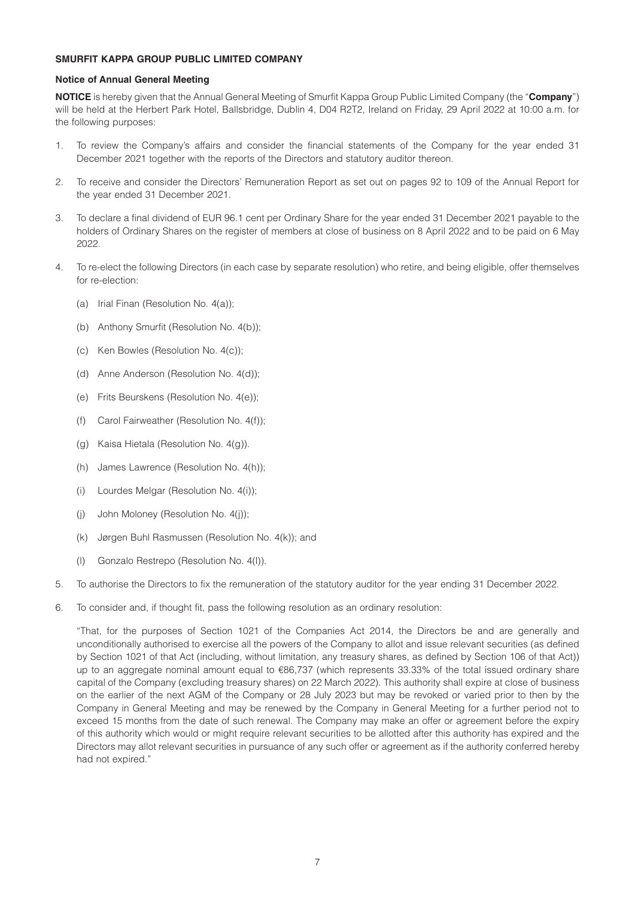**SMURFIT KAPPA GROUP PUBLIC LIMITED COMPANY**

**Notice of Annual General Meeting**

**NOTICE** is hereby given that the Annual General Meeting of Smurfit Kappa Group Public Limited Company (the "**Company**") will be held at the Herbert Park Hotel, Ballsbridge, Dublin 4, D04 R2T2, Ireland on Friday, 29 April 2022 at 10:00 a.m. for the following purposes:

1. To review the Company's affairs and consider the financial statements of the Company for the year ended 31 December 2021 together with the reports of the Directors and statutory auditor thereon.
2. To receive and consider the Directors' Remuneration Report as set out on pages 92 to 109 of the Annual Report for the year ended 31 December 2021.
3. To declare a final dividend of EUR 96.1 cent per Ordinary Share for the year ended 31 December 2021 payable to the holders of Ordinary Shares on the register of members at close of business on 8 April 2022 and to be paid on 6 May 2022.
4. To re-elect the following Directors (in each case by separate resolution) who retire, and being eligible, offer themselves for re-election:
   - (a) Irial Finan (Resolution No. 4(a));
   - (b) Anthony Smurfit (Resolution No. 4(b));
   - (c) Ken Bowles (Resolution No. 4(c));
   - (d) Anne Anderson (Resolution No. 4(d));
   - (e) Frits Beurskens (Resolution No. 4(e));
   - (f) Carol Fairweather (Resolution No. 4(f));
   - (g) Kaisa Hietala (Resolution No. 4(g)).
   - (h) James Lawrence (Resolution No. 4(h));
   - (i) Lourdes Melgar (Resolution No. 4(i));
   - (j) John Moloney (Resolution No. 4(j));
   - (k) Jørgen Buhl Rasmussen (Resolution No. 4(k)); and
   - (l) Gonzalo Restrepo (Resolution No. 4(l)).
5. To authorise the Directors to fix the remuneration of the statutory auditor for the year ending 31 December 2022.
6. To consider and, if thought fit, pass the following resolution as an ordinary resolution:

   "That, for the purposes of Section 1021 of the Companies Act 2014, the Directors be and are generally and unconditionally authorised to exercise all the powers of the Company to allot and issue relevant securities (as defined by Section 1021 of that Act (including, without limitation, any treasury shares, as defined by Section 106 of that Act)) up to an aggregate nominal amount equal to €86,737 (which represents 33.33% of the total issued ordinary share capital of the Company (excluding treasury shares) on 22 March 2022). This authority shall expire at close of business on the earlier of the next AGM of the Company or 28 July 2023 but may be revoked or varied prior to then by the Company in General Meeting and may be renewed by the Company in General Meeting for a further period not to exceed 15 months from the date of such renewal. The Company may make an offer or agreement before the expiry of this authority which would or might require relevant securities to be allotted after this authority has expired and the Directors may allot relevant securities in pursuance of any such offer or agreement as if the authority conferred hereby had not expired."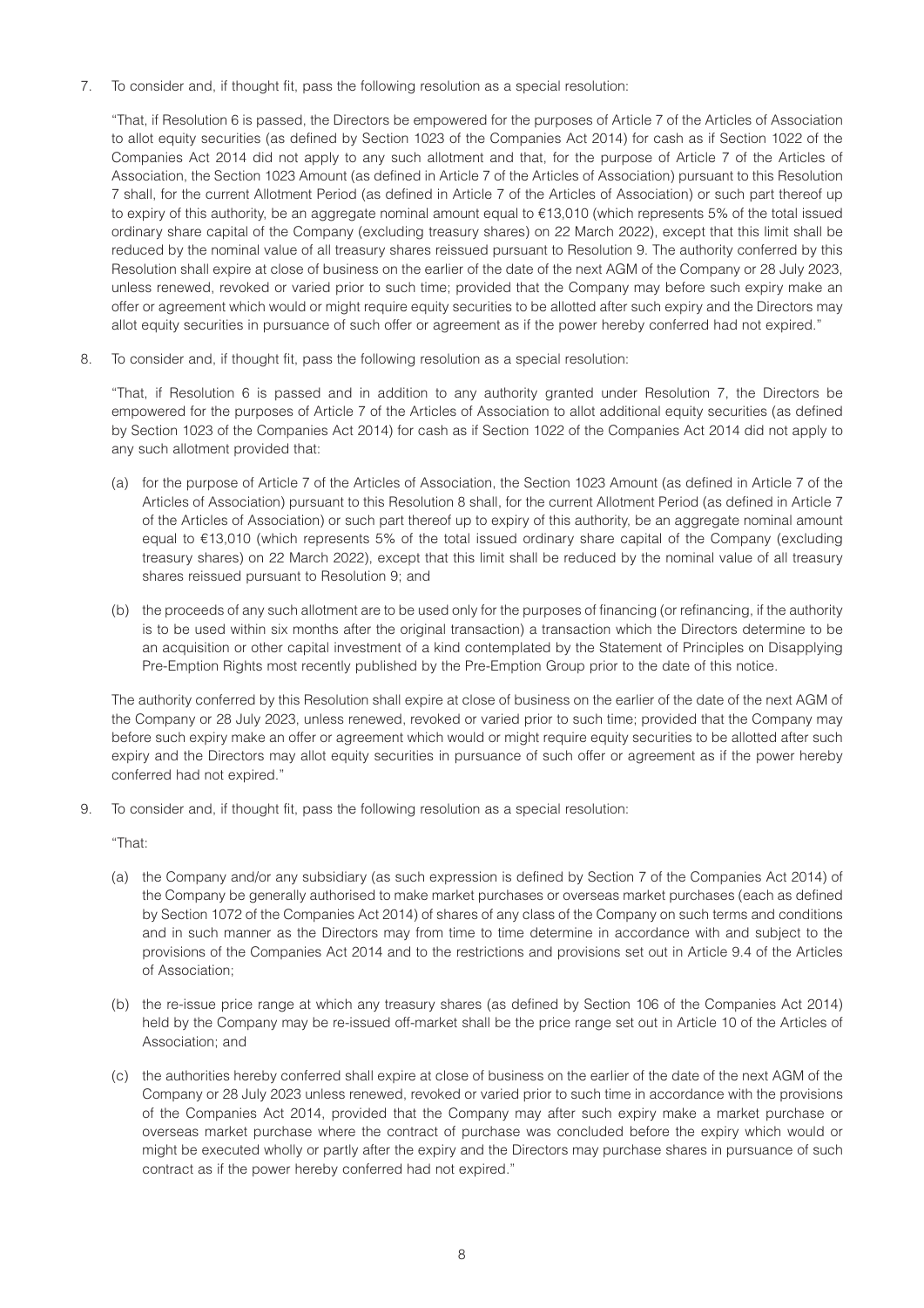7. To consider and, if thought fit, pass the following resolution as a special resolution:

   "That, if Resolution 6 is passed, the Directors be empowered for the purposes of Article 7 of the Articles of Association to allot equity securities (as defined by Section 1023 of the Companies Act 2014) for cash as if Section 1022 of the Companies Act 2014 did not apply to any such allotment and that, for the purpose of Article 7 of the Articles of Association, the Section 1023 Amount (as defined in Article 7 of the Articles of Association) pursuant to this Resolution 7 shall, for the current Allotment Period (as defined in Article 7 of the Articles of Association) or such part thereof up to expiry of this authority, be an aggregate nominal amount equal to €13,010 (which represents 5% of the total issued ordinary share capital of the Company (excluding treasury shares) on 22 March 2022), except that this limit shall be reduced by the nominal value of all treasury shares reissued pursuant to Resolution 9. The authority conferred by this Resolution shall expire at close of business on the earlier of the date of the next AGM of the Company or 28 July 2023, unless renewed, revoked or varied prior to such time; provided that the Company may before such expiry make an offer or agreement which would or might require equity securities to be allotted after such expiry and the Directors may allot equity securities in pursuance of such offer or agreement as if the power hereby conferred had not expired."

8. To consider and, if thought fit, pass the following resolution as a special resolution:

   "That, if Resolution 6 is passed and in addition to any authority granted under Resolution 7, the Directors be empowered for the purposes of Article 7 of the Articles of Association to allot additional equity securities (as defined by Section 1023 of the Companies Act 2014) for cash as if Section 1022 of the Companies Act 2014 did not apply to any such allotment provided that:

   (a) for the purpose of Article 7 of the Articles of Association, the Section 1023 Amount (as defined in Article 7 of the Articles of Association) pursuant to this Resolution 8 shall, for the current Allotment Period (as defined in Article 7 of the Articles of Association) or such part thereof up to expiry of this authority, be an aggregate nominal amount equal to €13,010 (which represents 5% of the total issued ordinary share capital of the Company (excluding treasury shares) on 22 March 2022), except that this limit shall be reduced by the nominal value of all treasury shares reissued pursuant to Resolution 9; and

   (b) the proceeds of any such allotment are to be used only for the purposes of financing (or refinancing, if the authority is to be used within six months after the original transaction) a transaction which the Directors determine to be an acquisition or other capital investment of a kind contemplated by the Statement of Principles on Disapplying Pre-Emption Rights most recently published by the Pre-Emption Group prior to the date of this notice.

   The authority conferred by this Resolution shall expire at close of business on the earlier of the date of the next AGM of the Company or 28 July 2023, unless renewed, revoked or varied prior to such time; provided that the Company may before such expiry make an offer or agreement which would or might require equity securities to be allotted after such expiry and the Directors may allot equity securities in pursuance of such offer or agreement as if the power hereby conferred had not expired."

9. To consider and, if thought fit, pass the following resolution as a special resolution:

   "That:

   (a) the Company and/or any subsidiary (as such expression is defined by Section 7 of the Companies Act 2014) of the Company be generally authorised to make market purchases or overseas market purchases (each as defined by Section 1072 of the Companies Act 2014) of shares of any class of the Company on such terms and conditions and in such manner as the Directors may from time to time determine in accordance with and subject to the provisions of the Companies Act 2014 and to the restrictions and provisions set out in Article 9.4 of the Articles of Association;

   (b) the re-issue price range at which any treasury shares (as defined by Section 106 of the Companies Act 2014) held by the Company may be re-issued off-market shall be the price range set out in Article 10 of the Articles of Association; and

   (c) the authorities hereby conferred shall expire at close of business on the earlier of the date of the next AGM of the Company or 28 July 2023 unless renewed, revoked or varied prior to such time in accordance with the provisions of the Companies Act 2014, provided that the Company may after such expiry make a market purchase or overseas market purchase where the contract of purchase was concluded before the expiry which would or might be executed wholly or partly after the expiry and the Directors may purchase shares in pursuance of such contract as if the power hereby conferred had not expired."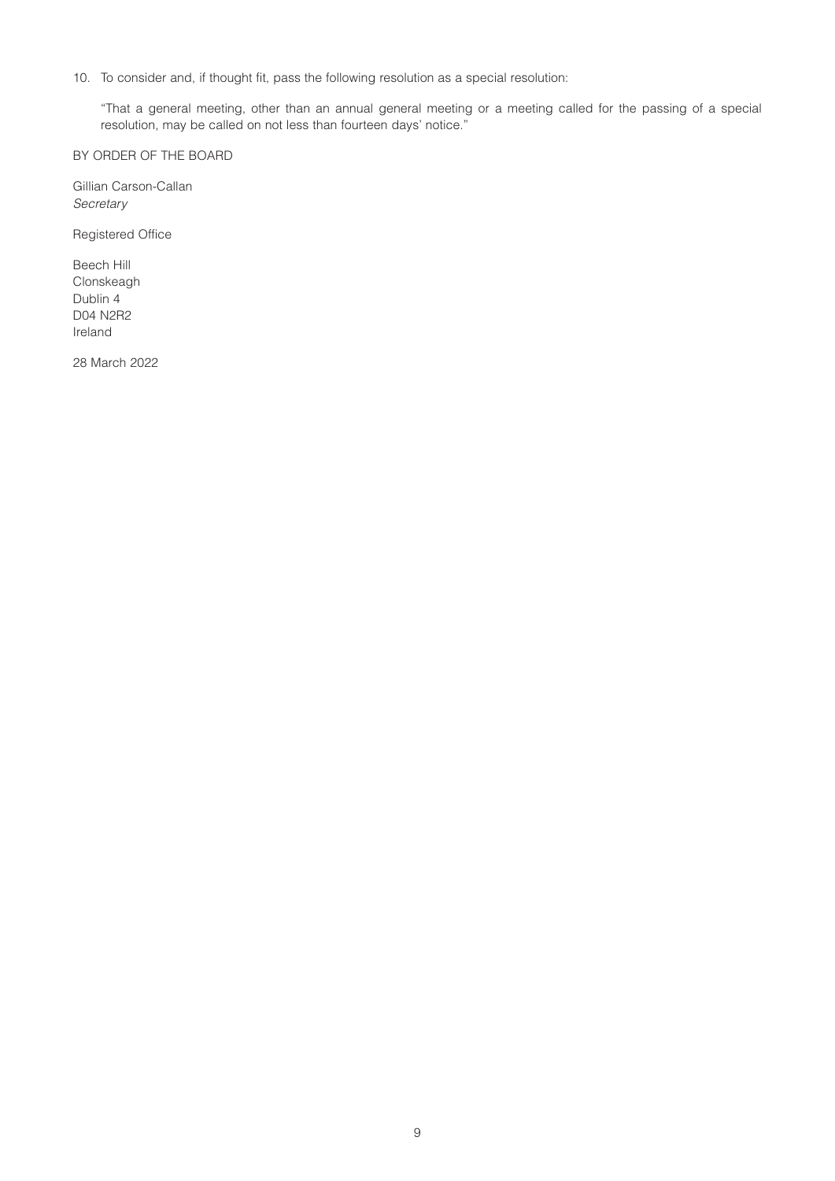10. To consider and, if thought fit, pass the following resolution as a special resolution:

    "That a general meeting, other than an annual general meeting or a meeting called for the passing of a special resolution, may be called on not less than fourteen days' notice."

BY ORDER OF THE BOARD

Gillian Carson-Callan
*Secretary*

Registered Office

Beech Hill
Clonskeagh
Dublin 4
D04 N2R2
Ireland

28 March 2022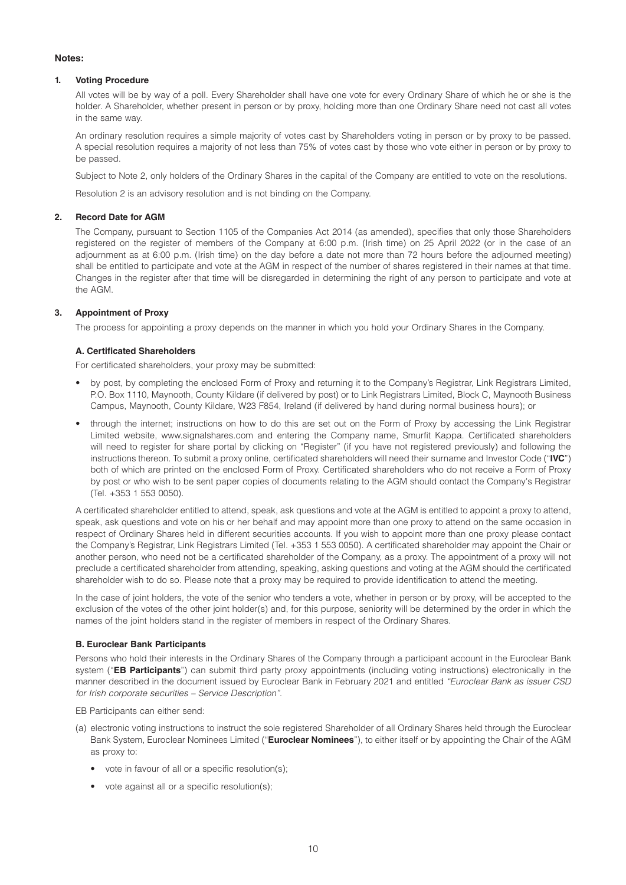**Notes:**

**1. Voting Procedure**

All votes will be by way of a poll. Every Shareholder shall have one vote for every Ordinary Share of which he or she is the holder. A Shareholder, whether present in person or by proxy, holding more than one Ordinary Share need not cast all votes in the same way.

An ordinary resolution requires a simple majority of votes cast by Shareholders voting in person or by proxy to be passed. A special resolution requires a majority of not less than 75% of votes cast by those who vote either in person or by proxy to be passed.

Subject to Note 2, only holders of the Ordinary Shares in the capital of the Company are entitled to vote on the resolutions.

Resolution 2 is an advisory resolution and is not binding on the Company.

**2. Record Date for AGM**

The Company, pursuant to Section 1105 of the Companies Act 2014 (as amended), specifies that only those Shareholders registered on the register of members of the Company at 6:00 p.m. (Irish time) on 25 April 2022 (or in the case of an adjournment as at 6:00 p.m. (Irish time) on the day before a date not more than 72 hours before the adjourned meeting) shall be entitled to participate and vote at the AGM in respect of the number of shares registered in their names at that time. Changes in the register after that time will be disregarded in determining the right of any person to participate and vote at the AGM.

**3. Appointment of Proxy**

The process for appointing a proxy depends on the manner in which you hold your Ordinary Shares in the Company.

**A. Certificated Shareholders**

For certificated shareholders, your proxy may be submitted:

- by post, by completing the enclosed Form of Proxy and returning it to the Company's Registrar, Link Registrars Limited, P.O. Box 1110, Maynooth, County Kildare (if delivered by post) or to Link Registrars Limited, Block C, Maynooth Business Campus, Maynooth, County Kildare, W23 F854, Ireland (if delivered by hand during normal business hours); or
- through the internet; instructions on how to do this are set out on the Form of Proxy by accessing the Link Registrar Limited website, www.signalshares.com and entering the Company name, Smurfit Kappa. Certificated shareholders will need to register for share portal by clicking on "Register" (if you have not registered previously) and following the instructions thereon. To submit a proxy online, certificated shareholders will need their surname and Investor Code ("**IVC**") both of which are printed on the enclosed Form of Proxy. Certificated shareholders who do not receive a Form of Proxy by post or who wish to be sent paper copies of documents relating to the AGM should contact the Company's Registrar (Tel. +353 1 553 0050).

A certificated shareholder entitled to attend, speak, ask questions and vote at the AGM is entitled to appoint a proxy to attend, speak, ask questions and vote on his or her behalf and may appoint more than one proxy to attend on the same occasion in respect of Ordinary Shares held in different securities accounts. If you wish to appoint more than one proxy please contact the Company's Registrar, Link Registrars Limited (Tel. +353 1 553 0050). A certificated shareholder may appoint the Chair or another person, who need not be a certificated shareholder of the Company, as a proxy. The appointment of a proxy will not preclude a certificated shareholder from attending, speaking, asking questions and voting at the AGM should the certificated shareholder wish to do so. Please note that a proxy may be required to provide identification to attend the meeting.

In the case of joint holders, the vote of the senior who tenders a vote, whether in person or by proxy, will be accepted to the exclusion of the votes of the other joint holder(s) and, for this purpose, seniority will be determined by the order in which the names of the joint holders stand in the register of members in respect of the Ordinary Shares.

**B. Euroclear Bank Participants**

Persons who hold their interests in the Ordinary Shares of the Company through a participant account in the Euroclear Bank system ("**EB Participants**") can submit third party proxy appointments (including voting instructions) electronically in the manner described in the document issued by Euroclear Bank in February 2021 and entitled *"Euroclear Bank as issuer CSD for Irish corporate securities – Service Description"*.

EB Participants can either send:

(a) electronic voting instructions to instruct the sole registered Shareholder of all Ordinary Shares held through the Euroclear Bank System, Euroclear Nominees Limited ("**Euroclear Nominees**"), to either itself or by appointing the Chair of the AGM as proxy to:

- vote in favour of all or a specific resolution(s);
- vote against all or a specific resolution(s);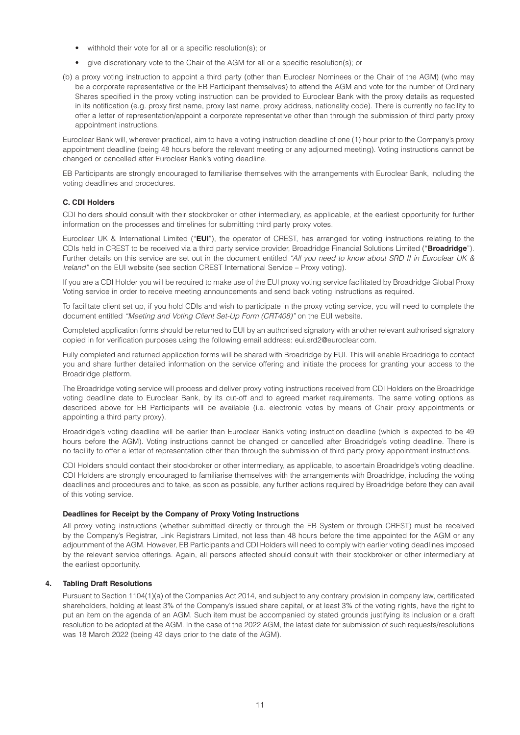- withhold their vote for all or a specific resolution(s); or
- give discretionary vote to the Chair of the AGM for all or a specific resolution(s); or

(b) a proxy voting instruction to appoint a third party (other than Euroclear Nominees or the Chair of the AGM) (who may be a corporate representative or the EB Participant themselves) to attend the AGM and vote for the number of Ordinary Shares specified in the proxy voting instruction can be provided to Euroclear Bank with the proxy details as requested in its notification (e.g. proxy first name, proxy last name, proxy address, nationality code). There is currently no facility to offer a letter of representation/appoint a corporate representative other than through the submission of third party proxy appointment instructions.

Euroclear Bank will, wherever practical, aim to have a voting instruction deadline of one (1) hour prior to the Company's proxy appointment deadline (being 48 hours before the relevant meeting or any adjourned meeting). Voting instructions cannot be changed or cancelled after Euroclear Bank's voting deadline.

EB Participants are strongly encouraged to familiarise themselves with the arrangements with Euroclear Bank, including the voting deadlines and procedures.

**C. CDI Holders**

CDI holders should consult with their stockbroker or other intermediary, as applicable, at the earliest opportunity for further information on the processes and timelines for submitting third party proxy votes.

Euroclear UK & International Limited ("**EUI**"), the operator of CREST, has arranged for voting instructions relating to the CDIs held in CREST to be received via a third party service provider, Broadridge Financial Solutions Limited ("**Broadridge**"). Further details on this service are set out in the document entitled *"All you need to know about SRD II in Euroclear UK & Ireland"* on the EUI website (see section CREST International Service – Proxy voting).

If you are a CDI Holder you will be required to make use of the EUI proxy voting service facilitated by Broadridge Global Proxy Voting service in order to receive meeting announcements and send back voting instructions as required.

To facilitate client set up, if you hold CDIs and wish to participate in the proxy voting service, you will need to complete the document entitled *"Meeting and Voting Client Set-Up Form (CRT408)"* on the EUI website.

Completed application forms should be returned to EUI by an authorised signatory with another relevant authorised signatory copied in for verification purposes using the following email address: eui.srd2@euroclear.com.

Fully completed and returned application forms will be shared with Broadridge by EUI. This will enable Broadridge to contact you and share further detailed information on the service offering and initiate the process for granting your access to the Broadridge platform.

The Broadridge voting service will process and deliver proxy voting instructions received from CDI Holders on the Broadridge voting deadline date to Euroclear Bank, by its cut-off and to agreed market requirements. The same voting options as described above for EB Participants will be available (i.e. electronic votes by means of Chair proxy appointments or appointing a third party proxy).

Broadridge's voting deadline will be earlier than Euroclear Bank's voting instruction deadline (which is expected to be 49 hours before the AGM). Voting instructions cannot be changed or cancelled after Broadridge's voting deadline. There is no facility to offer a letter of representation other than through the submission of third party proxy appointment instructions.

CDI Holders should contact their stockbroker or other intermediary, as applicable, to ascertain Broadridge's voting deadline. CDI Holders are strongly encouraged to familiarise themselves with the arrangements with Broadridge, including the voting deadlines and procedures and to take, as soon as possible, any further actions required by Broadridge before they can avail of this voting service.

**Deadlines for Receipt by the Company of Proxy Voting Instructions**

All proxy voting instructions (whether submitted directly or through the EB System or through CREST) must be received by the Company's Registrar, Link Registrars Limited, not less than 48 hours before the time appointed for the AGM or any adjournment of the AGM. However, EB Participants and CDI Holders will need to comply with earlier voting deadlines imposed by the relevant service offerings. Again, all persons affected should consult with their stockbroker or other intermediary at the earliest opportunity.

### 4. Tabling Draft Resolutions

Pursuant to Section 1104(1)(a) of the Companies Act 2014, and subject to any contrary provision in company law, certificated shareholders, holding at least 3% of the Company's issued share capital, or at least 3% of the voting rights, have the right to put an item on the agenda of an AGM. Such item must be accompanied by stated grounds justifying its inclusion or a draft resolution to be adopted at the AGM. In the case of the 2022 AGM, the latest date for submission of such requests/resolutions was 18 March 2022 (being 42 days prior to the date of the AGM).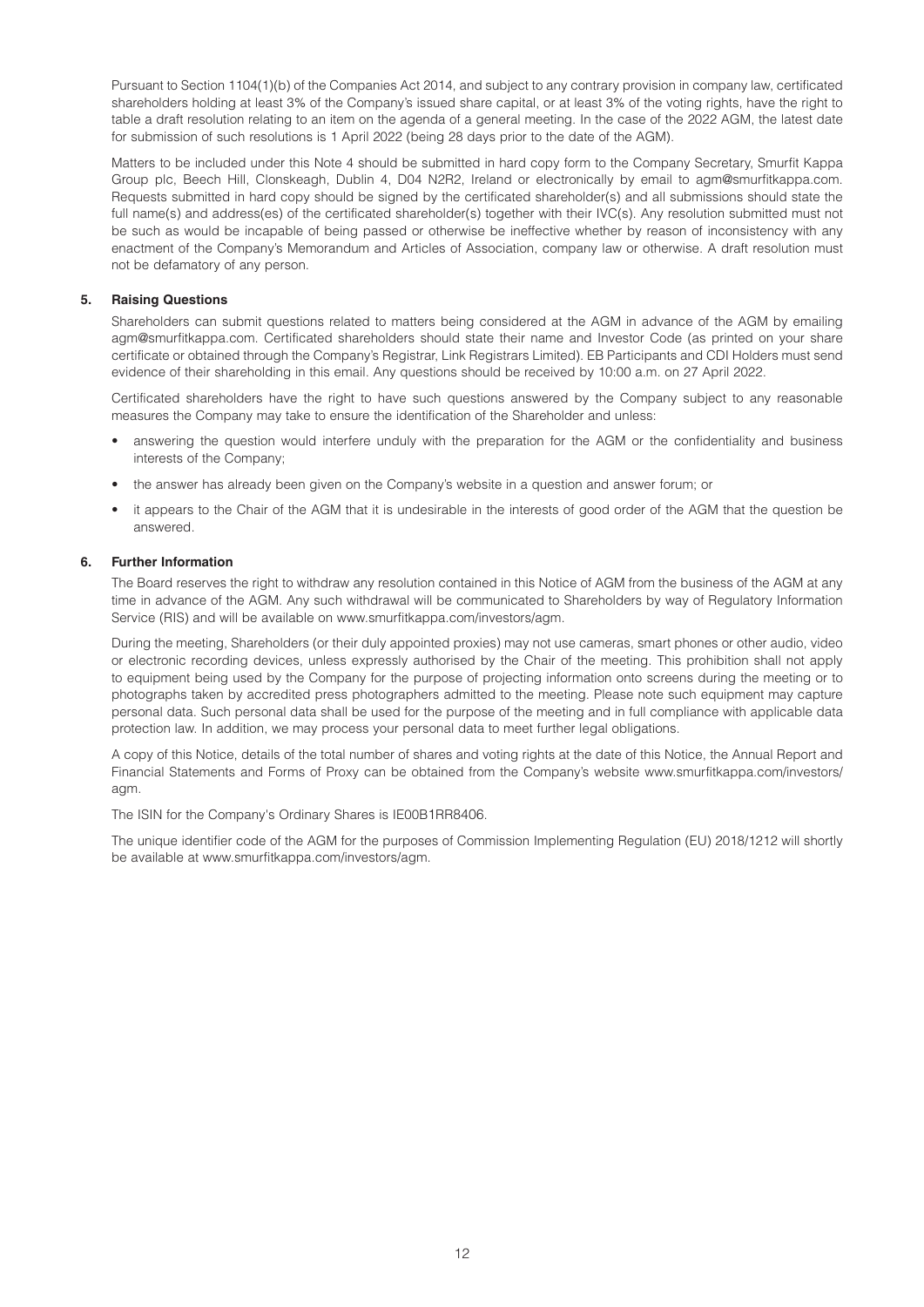Pursuant to Section 1104(1)(b) of the Companies Act 2014, and subject to any contrary provision in company law, certificated shareholders holding at least 3% of the Company's issued share capital, or at least 3% of the voting rights, have the right to table a draft resolution relating to an item on the agenda of a general meeting. In the case of the 2022 AGM, the latest date for submission of such resolutions is 1 April 2022 (being 28 days prior to the date of the AGM).

Matters to be included under this Note 4 should be submitted in hard copy form to the Company Secretary, Smurfit Kappa Group plc, Beech Hill, Clonskeagh, Dublin 4, D04 N2R2, Ireland or electronically by email to agm@smurfitkappa.com. Requests submitted in hard copy should be signed by the certificated shareholder(s) and all submissions should state the full name(s) and address(es) of the certificated shareholder(s) together with their IVC(s). Any resolution submitted must not be such as would be incapable of being passed or otherwise be ineffective whether by reason of inconsistency with any enactment of the Company's Memorandum and Articles of Association, company law or otherwise. A draft resolution must not be defamatory of any person.

**5. Raising Questions**

Shareholders can submit questions related to matters being considered at the AGM in advance of the AGM by emailing agm@smurfitkappa.com. Certificated shareholders should state their name and Investor Code (as printed on your share certificate or obtained through the Company's Registrar, Link Registrars Limited). EB Participants and CDI Holders must send evidence of their shareholding in this email. Any questions should be received by 10:00 a.m. on 27 April 2022.

Certificated shareholders have the right to have such questions answered by the Company subject to any reasonable measures the Company may take to ensure the identification of the Shareholder and unless:

- answering the question would interfere unduly with the preparation for the AGM or the confidentiality and business interests of the Company;
- the answer has already been given on the Company's website in a question and answer forum; or
- it appears to the Chair of the AGM that it is undesirable in the interests of good order of the AGM that the question be answered.

**6. Further Information**

The Board reserves the right to withdraw any resolution contained in this Notice of AGM from the business of the AGM at any time in advance of the AGM. Any such withdrawal will be communicated to Shareholders by way of Regulatory Information Service (RIS) and will be available on www.smurfitkappa.com/investors/agm.

During the meeting, Shareholders (or their duly appointed proxies) may not use cameras, smart phones or other audio, video or electronic recording devices, unless expressly authorised by the Chair of the meeting. This prohibition shall not apply to equipment being used by the Company for the purpose of projecting information onto screens during the meeting or to photographs taken by accredited press photographers admitted to the meeting. Please note such equipment may capture personal data. Such personal data shall be used for the purpose of the meeting and in full compliance with applicable data protection law. In addition, we may process your personal data to meet further legal obligations.

A copy of this Notice, details of the total number of shares and voting rights at the date of this Notice, the Annual Report and Financial Statements and Forms of Proxy can be obtained from the Company's website www.smurfitkappa.com/investors/agm.

The ISIN for the Company's Ordinary Shares is IE00B1RR8406.

The unique identifier code of the AGM for the purposes of Commission Implementing Regulation (EU) 2018/1212 will shortly be available at www.smurfitkappa.com/investors/agm.